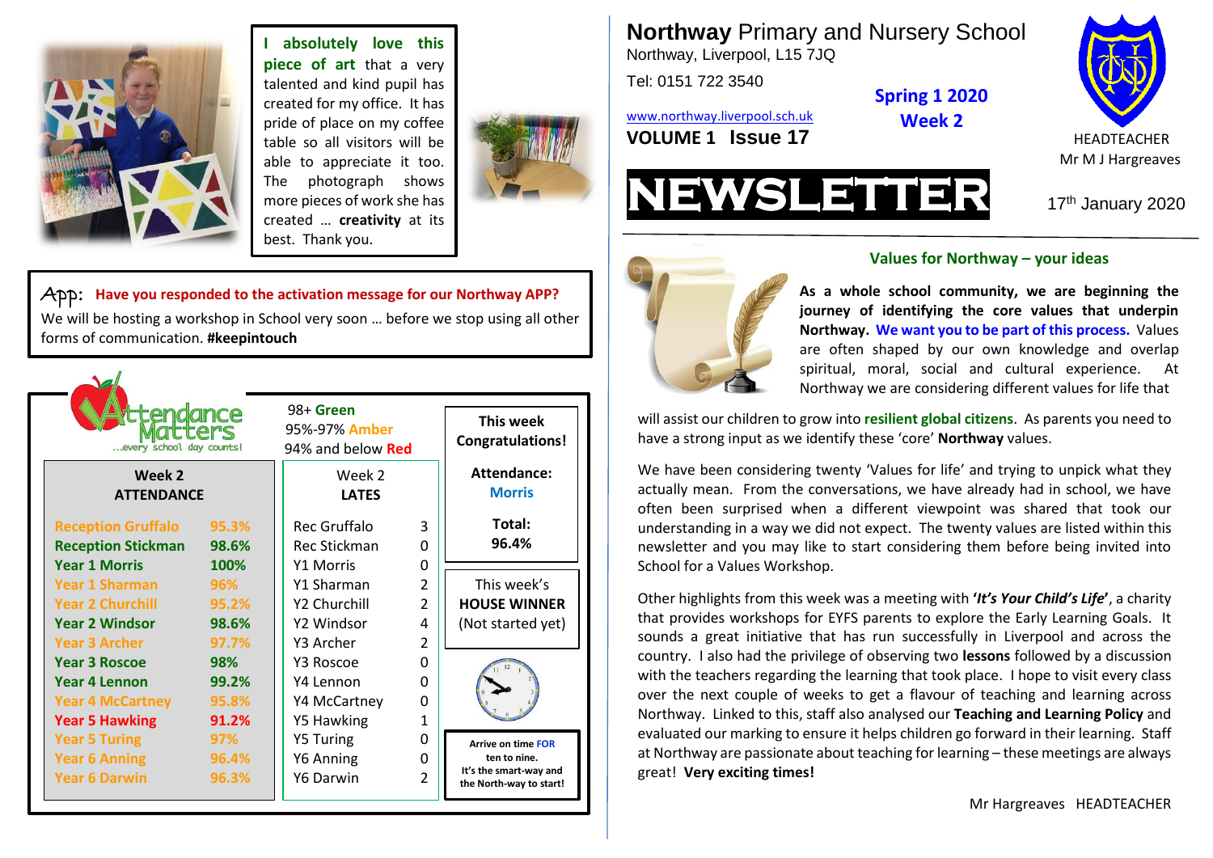# **Northway** Primary and Nursery School

Northway, Liverpool, L15 7JQ

Tel: 0151 722 3540

www.northway.liverpool.sch.uk

**VOLUME 1 Issue 17**

**Spring 1 2020**
**Week 2**

HEADTEACHER
Mr M J Hargreaves

# NEWSLETTER

17th January 2020

**I absolutely love this piece of art** that a very talented and kind pupil has created for my office. It has pride of place on my coffee table so all visitors will be able to appreciate it too. The photograph shows more pieces of work she has created … **creativity** at its best. Thank you.

App: **Have you responded to the activation message for our Northway APP?**
We will be hosting a workshop in School very soon … before we stop using all other forms of communication. **#keepintouch**

## Attendance Matters
*...every school day counts!*

98+ Green
95%-97% Amber
94% and below Red

| Week 2 ATTENDANCE | | Week 2 LATES | |
|---|---|---|---|
| Reception Gruffalo | 95.3% | Rec Gruffalo | 3 |
| Reception Stickman | 98.6% | Rec Stickman | 0 |
| Year 1 Morris | 100% | Y1 Morris | 0 |
| Year 1 Sharman | 96% | Y1 Sharman | 2 |
| Year 2 Churchill | 95.2% | Y2 Churchill | 2 |
| Year 2 Windsor | 98.6% | Y2 Windsor | 4 |
| Year 3 Archer | 97.7% | Y3 Archer | 2 |
| Year 3 Roscoe | 98% | Y3 Roscoe | 0 |
| Year 4 Lennon | 99.2% | Y4 Lennon | 0 |
| Year 4 McCartney | 95.8% | Y4 McCartney | 0 |
| Year 5 Hawking | 91.2% | Y5 Hawking | 1 |
| Year 5 Turing | 97% | Y5 Turing | 0 |
| Year 6 Anning | 96.4% | Y6 Anning | 0 |
| Year 6 Darwin | 96.3% | Y6 Darwin | 2 |

**This week Congratulations!**

**Attendance:** Morris

**Total:** 96.4%

This week's **HOUSE WINNER** (Not started yet)

**Arrive on time FOR ten to nine. It's the smart-way and the North-way to start!**

## Values for Northway – your ideas

**As a whole school community, we are beginning the journey of identifying the core values that underpin Northway. We want you to be part of this process.** Values are often shaped by our own knowledge and overlap spiritual, moral, social and cultural experience. At Northway we are considering different values for life that will assist our children to grow into **resilient global citizens**. As parents you need to have a strong input as we identify these 'core' **Northway** values.

We have been considering twenty 'Values for life' and trying to unpick what they actually mean. From the conversations, we have already had in school, we have often been surprised when a different viewpoint was shared that took our understanding in a way we did not expect. The twenty values are listed within this newsletter and you may like to start considering them before being invited into School for a Values Workshop.

Other highlights from this week was a meeting with **'*It's Your Child's Life*'**, a charity that provides workshops for EYFS parents to explore the Early Learning Goals. It sounds a great initiative that has run successfully in Liverpool and across the country. I also had the privilege of observing two **lessons** followed by a discussion with the teachers regarding the learning that took place. I hope to visit every class over the next couple of weeks to get a flavour of teaching and learning across Northway. Linked to this, staff also analysed our **Teaching and Learning Policy** and evaluated our marking to ensure it helps children go forward in their learning. Staff at Northway are passionate about teaching for learning – these meetings are always great! **Very exciting times!**

Mr Hargreaves HEADTEACHER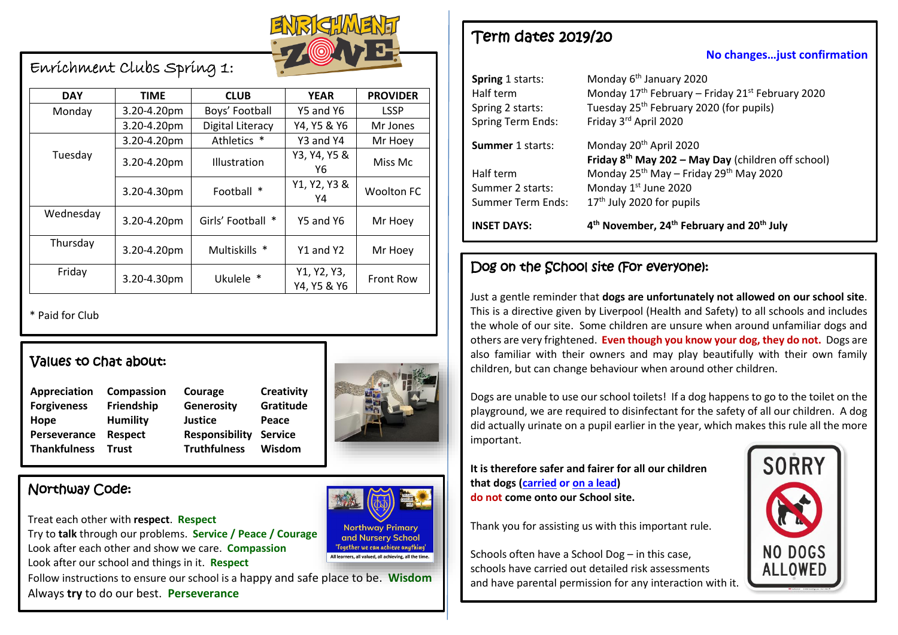## Enrichment Clubs Spring 1:

| DAY | TIME | CLUB | YEAR | PROVIDER |
|---|---|---|---|---|
| Monday | 3.20-4.20pm | Boys' Football | Y5 and Y6 | LSSP |
| | 3.20-4.20pm | Digital Literacy | Y4, Y5 & Y6 | Mr Jones |
| Tuesday | 3.20-4.20pm | Athletics * | Y3 and Y4 | Mr Hoey |
| | 3.20-4.20pm | Illustration | Y3, Y4, Y5 & Y6 | Miss Mc |
| | 3.20-4.30pm | Football * | Y1, Y2, Y3 & Y4 | Woolton FC |
| Wednesday | 3.20-4.20pm | Girls' Football * | Y5 and Y6 | Mr Hoey |
| Thursday | 3.20-4.20pm | Multiskills * | Y1 and Y2 | Mr Hoey |
| Friday | 3.20-4.30pm | Ukulele * | Y1, Y2, Y3, Y4, Y5 & Y6 | Front Row |

\* Paid for Club

## Values to chat about:

| | | | |
|---|---|---|---|
| **Appreciation** | **Compassion** | **Courage** | **Creativity** |
| **Forgiveness** | **Friendship** | **Generosity** | **Gratitude** |
| **Hope** | **Humility** | **Justice** | **Peace** |
| **Perseverance** | **Respect** | **Responsibility** | **Service** |
| **Thankfulness** | **Trust** | **Truthfulness** | **Wisdom** |

## Northway Code:

Northway Primary and Nursery School
'Together we can achieve anything'
All learners, all valued, all achieving, all the time.

Treat each other with **respect**. **Respect**
Try to **talk** through our problems. **Service / Peace / Courage**
Look after each other and show we care. **Compassion**
Look after our school and things in it. **Respect**
Follow instructions to ensure our school is a happy and safe place to be. **Wisdom**
Always **try** to do our best. **Perseverance**

## Term dates 2019/20

**No changes…just confirmation**

| | |
|---|---|
| **Spring** 1 starts: | Monday 6th January 2020 |
| Half term | Monday 17th February – Friday 21st February 2020 |
| Spring 2 starts: | Tuesday 25th February 2020 (for pupils) |
| Spring Term Ends: | Friday 3rd April 2020 |
| **Summer** 1 starts: | Monday 20th April 2020 |
| | **Friday 8th May 202 – May Day** (children off school) |
| Half term | Monday 25th May – Friday 29th May 2020 |
| Summer 2 starts: | Monday 1st June 2020 |
| Summer Term Ends: | 17th July 2020 for pupils |
| **INSET DAYS:** | **4th November, 24th February and 20th July** |

## Dog on the School site (For everyone):

Just a gentle reminder that **dogs are unfortunately not allowed on our school site**. This is a directive given by Liverpool (Health and Safety) to all schools and includes the whole of our site. Some children are unsure when around unfamiliar dogs and others are very frightened. **Even though you know your dog, they do not.** Dogs are also familiar with their owners and may play beautifully with their own family children, but can change behaviour when around other children.

Dogs are unable to use our school toilets! If a dog happens to go to the toilet on the playground, we are required to disinfectant for the safety of all our children. A dog did actually urinate on a pupil earlier in the year, which makes this rule all the more important.

**It is therefore safer and fairer for all our children that dogs (carried or on a lead) do not come onto our School site.**

Thank you for assisting us with this important rule.

Schools often have a School Dog – in this case, schools have carried out detailed risk assessments and have parental permission for any interaction with it.

SORRY NO DOGS ALLOWED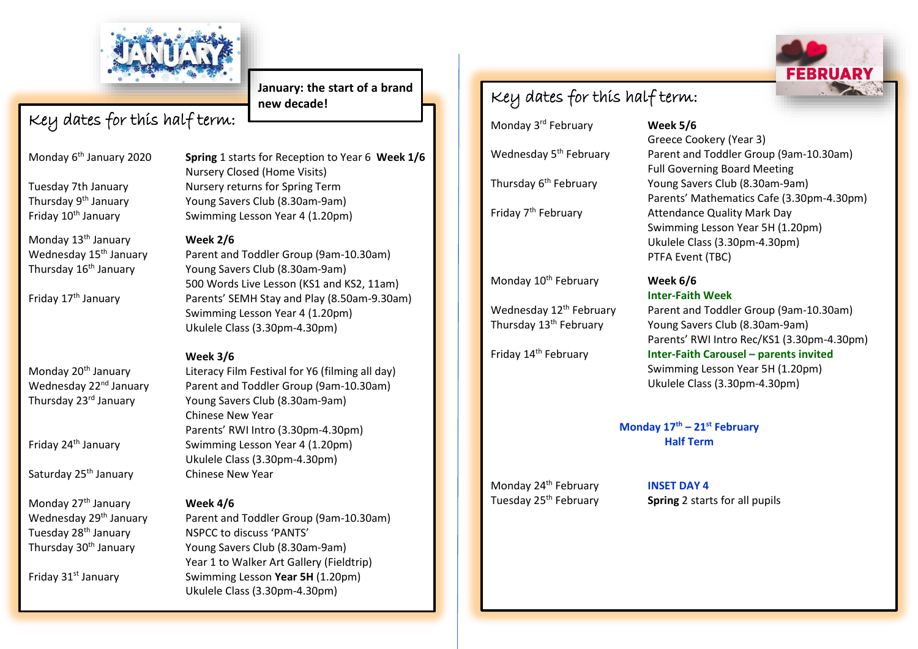# JANUARY

**January: the start of a brand new decade!**

## Key dates for this half term:

| | |
|---|---|
| Monday 6th January 2020 | **Spring** 1 starts for Reception to Year 6 **Week 1/6** |
| | Nursery Closed (Home Visits) |
| Tuesday 7th January | Nursery returns for Spring Term |
| Thursday 9th January | Young Savers Club (8.30am-9am) |
| Friday 10th January | Swimming Lesson Year 4 (1.20pm) |
| Monday 13th January | **Week 2/6** |
| Wednesday 15th January | Parent and Toddler Group (9am-10.30am) |
| Thursday 16th January | Young Savers Club (8.30am-9am) |
| | 500 Words Live Lesson (KS1 and KS2, 11am) |
| Friday 17th January | Parents' SEMH Stay and Play (8.50am-9.30am) |
| | Swimming Lesson Year 4 (1.20pm) |
| | Ukulele Class (3.30pm-4.30pm) |
| | **Week 3/6** |
| Monday 20th January | Literacy Film Festival for Y6 (filming all day) |
| Wednesday 22nd January | Parent and Toddler Group (9am-10.30am) |
| Thursday 23rd January | Young Savers Club (8.30am-9am) |
| | Chinese New Year |
| | Parents' RWI Intro (3.30pm-4.30pm) |
| Friday 24th January | Swimming Lesson Year 4 (1.20pm) |
| | Ukulele Class (3.30pm-4.30pm) |
| Saturday 25th January | Chinese New Year |
| Monday 27th January | **Week 4/6** |
| Wednesday 29th January | Parent and Toddler Group (9am-10.30am) |
| Tuesday 28th January | NSPCC to discuss 'PANTS' |
| Thursday 30th January | Young Savers Club (8.30am-9am) |
| | Year 1 to Walker Art Gallery (Fieldtrip) |
| Friday 31st January | Swimming Lesson **Year 5H** (1.20pm) |
| | Ukulele Class (3.30pm-4.30pm) |

# FEBRUARY

## Key dates for this half term:

| | |
|---|---|
| Monday 3rd February | **Week 5/6** |
| | Greece Cookery (Year 3) |
| Wednesday 5th February | Parent and Toddler Group (9am-10.30am) |
| | Full Governing Board Meeting |
| Thursday 6th February | Young Savers Club (8.30am-9am) |
| | Parents' Mathematics Cafe (3.30pm-4.30pm) |
| Friday 7th February | Attendance Quality Mark Day |
| | Swimming Lesson Year 5H (1.20pm) |
| | Ukulele Class (3.30pm-4.30pm) |
| | PTFA Event (TBC) |
| Monday 10th February | **Week 6/6** |
| | **Inter-Faith Week** |
| Wednesday 12th February | Parent and Toddler Group (9am-10.30am) |
| Thursday 13th February | Young Savers Club (8.30am-9am) |
| | Parents' RWI Intro Rec/KS1 (3.30pm-4.30pm) |
| Friday 14th February | **Inter-Faith Carousel – parents invited** |
| | Swimming Lesson Year 5H (1.20pm) |
| | Ukulele Class (3.30pm-4.30pm) |

**Monday 17th – 21st February**
**Half Term**

| | |
|---|---|
| Monday 24th February | **INSET DAY 4** |
| Tuesday 25th February | **Spring** 2 starts for all pupils |